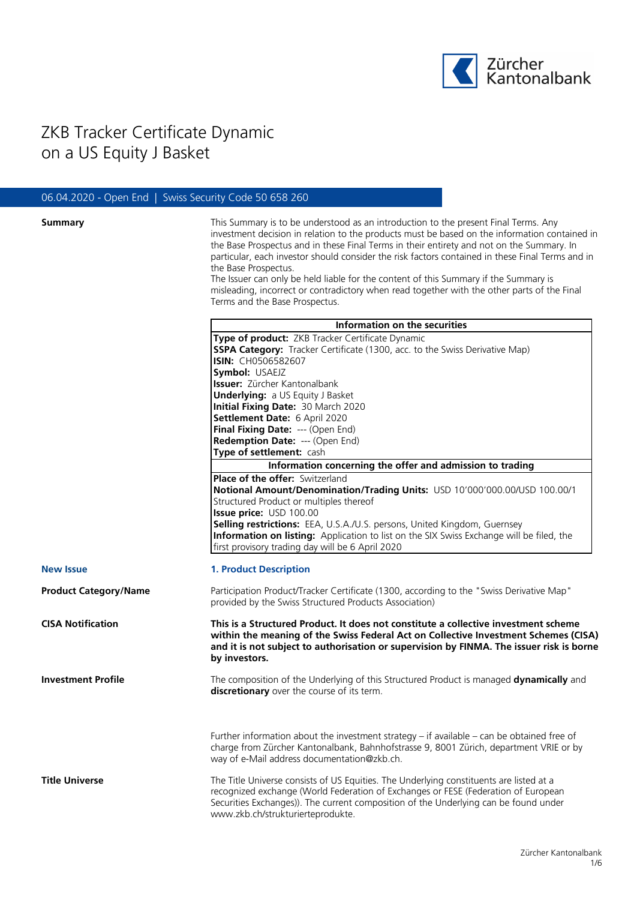# ZKB Tracker Certificate Dynamic on a US Equity J Basket

06.04.2020 - Open End | Swiss Security Code 50 658 260

**Summary**

This Summary is to be understood as an introduction to the present Final Terms. Any investment decision in relation to the products must be based on the information contained in the Base Prospectus and in these Final Terms in their entirety and not on the Summary. In particular, each investor should consider the risk factors contained in these Final Terms and in the Base Prospectus.
The Issuer can only be held liable for the content of this Summary if the Summary is misleading, incorrect or contradictory when read together with the other parts of the Final Terms and the Base Prospectus.

| Information on the securities |
|---|
| **Type of product:** ZKB Tracker Certificate Dynamic<br>**SSPA Category:** Tracker Certificate (1300, acc. to the Swiss Derivative Map)<br>**ISIN:** CH0506582607<br>**Symbol:** USAEJZ<br>**Issuer:** Zürcher Kantonalbank<br>**Underlying:** a US Equity J Basket<br>**Initial Fixing Date:** 30 March 2020<br>**Settlement Date:** 6 April 2020<br>**Final Fixing Date:** --- (Open End)<br>**Redemption Date:** --- (Open End)<br>**Type of settlement:** cash |
| **Information concerning the offer and admission to trading** |
| **Place of the offer:** Switzerland<br>**Notional Amount/Denomination/Trading Units:** USD 10'000'000.00/USD 100.00/1 Structured Product or multiples thereof<br>**Issue price:** USD 100.00<br>**Selling restrictions:** EEA, U.S.A./U.S. persons, United Kingdom, Guernsey<br>**Information on listing:** Application to list on the SIX Swiss Exchange will be filed, the first provisory trading day will be 6 April 2020 |

**New Issue**

## 1. Product Description

**Product Category/Name**

Participation Product/Tracker Certificate (1300, according to the "Swiss Derivative Map" provided by the Swiss Structured Products Association)

**CISA Notification**

**This is a Structured Product. It does not constitute a collective investment scheme within the meaning of the Swiss Federal Act on Collective Investment Schemes (CISA) and it is not subject to authorisation or supervision by FINMA. The issuer risk is borne by investors.**

**Investment Profile**

The composition of the Underlying of this Structured Product is managed **dynamically** and **discretionary** over the course of its term.

Further information about the investment strategy – if available – can be obtained free of charge from Zürcher Kantonalbank, Bahnhofstrasse 9, 8001 Zürich, department VRIE or by way of e-Mail address documentation@zkb.ch.

**Title Universe**

The Title Universe consists of US Equities. The Underlying constituents are listed at a recognized exchange (World Federation of Exchanges or FESE (Federation of European Securities Exchanges)). The current composition of the Underlying can be found under www.zkb.ch/strukturierteprodukte.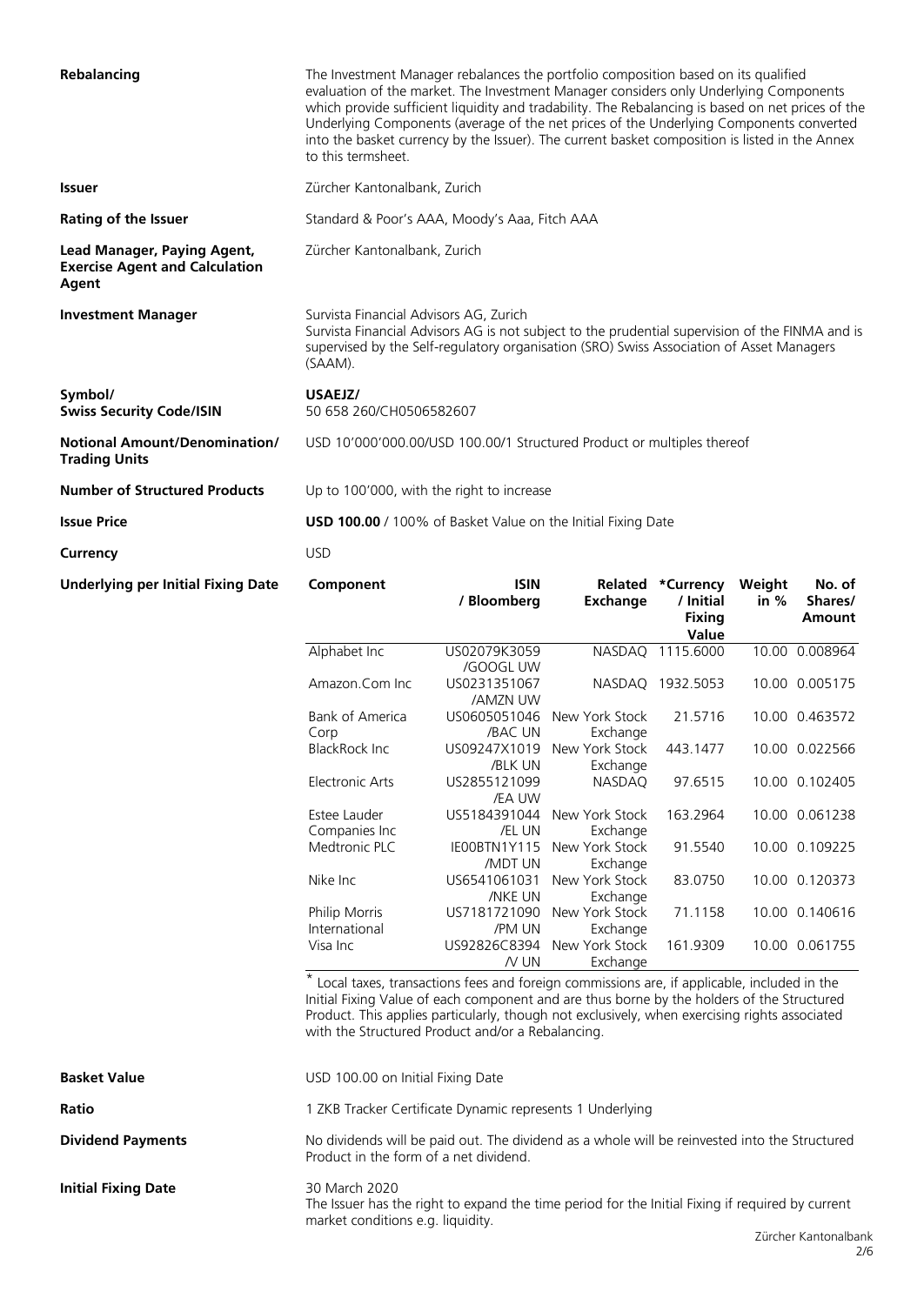| | |
|---|---|
| **Rebalancing** | The Investment Manager rebalances the portfolio composition based on its qualified evaluation of the market. The Investment Manager considers only Underlying Components which provide sufficient liquidity and tradability. The Rebalancing is based on net prices of the Underlying Components (average of the net prices of the Underlying Components converted into the basket currency by the Issuer). The current basket composition is listed in the Annex to this termsheet. |
| **Issuer** | Zürcher Kantonalbank, Zurich |
| **Rating of the Issuer** | Standard & Poor's AAA, Moody's Aaa, Fitch AAA |
| **Lead Manager, Paying Agent, Exercise Agent and Calculation Agent** | Zürcher Kantonalbank, Zurich |
| **Investment Manager** | Survista Financial Advisors AG, Zurich<br>Survista Financial Advisors AG is not subject to the prudential supervision of the FINMA and is supervised by the Self-regulatory organisation (SRO) Swiss Association of Asset Managers (SAAM). |
| **Symbol/ Swiss Security Code/ISIN** | **USAEJZ/**<br>50 658 260/CH0506582607 |
| **Notional Amount/Denomination/ Trading Units** | USD 10'000'000.00/USD 100.00/1 Structured Product or multiples thereof |
| **Number of Structured Products** | Up to 100'000, with the right to increase |
| **Issue Price** | **USD 100.00** / 100% of Basket Value on the Initial Fixing Date |
| **Currency** | USD |

**Underlying per Initial Fixing Date**

| Component | ISIN / Bloomberg | Related Exchange | *Currency / Initial Fixing Value | Weight in % | No. of Shares/ Amount |
|---|---|---|---|---|---|
| Alphabet Inc | US02079K3059 /GOOGL UW | NASDAQ | 1115.6000 | 10.00 | 0.008964 |
| Amazon.Com Inc | US0231351067 /AMZN UW | NASDAQ | 1932.5053 | 10.00 | 0.005175 |
| Bank of America Corp | US0605051046 /BAC UN | New York Stock Exchange | 21.5716 | 10.00 | 0.463572 |
| BlackRock Inc | US09247X1019 /BLK UN | New York Stock Exchange | 443.1477 | 10.00 | 0.022566 |
| Electronic Arts | US2855121099 /EA UW | NASDAQ | 97.6515 | 10.00 | 0.102405 |
| Estee Lauder Companies Inc | US5184391044 /EL UN | New York Stock Exchange | 163.2964 | 10.00 | 0.061238 |
| Medtronic PLC | IE00BTN1Y115 /MDT UN | New York Stock Exchange | 91.5540 | 10.00 | 0.109225 |
| Nike Inc | US6541061031 /NKE UN | New York Stock Exchange | 83.0750 | 10.00 | 0.120373 |
| Philip Morris International | US7181721090 /PM UN | New York Stock Exchange | 71.1158 | 10.00 | 0.140616 |
| Visa Inc | US92826C8394 /V UN | New York Stock Exchange | 161.9309 | 10.00 | 0.061755 |

* Local taxes, transactions fees and foreign commissions are, if applicable, included in the Initial Fixing Value of each component and are thus borne by the holders of the Structured Product. This applies particularly, though not exclusively, when exercising rights associated with the Structured Product and/or a Rebalancing.

| | |
|---|---|
| **Basket Value** | USD 100.00 on Initial Fixing Date |
| **Ratio** | 1 ZKB Tracker Certificate Dynamic represents 1 Underlying |
| **Dividend Payments** | No dividends will be paid out. The dividend as a whole will be reinvested into the Structured Product in the form of a net dividend. |
| **Initial Fixing Date** | 30 March 2020<br>The Issuer has the right to expand the time period for the Initial Fixing if required by current market conditions e.g. liquidity. |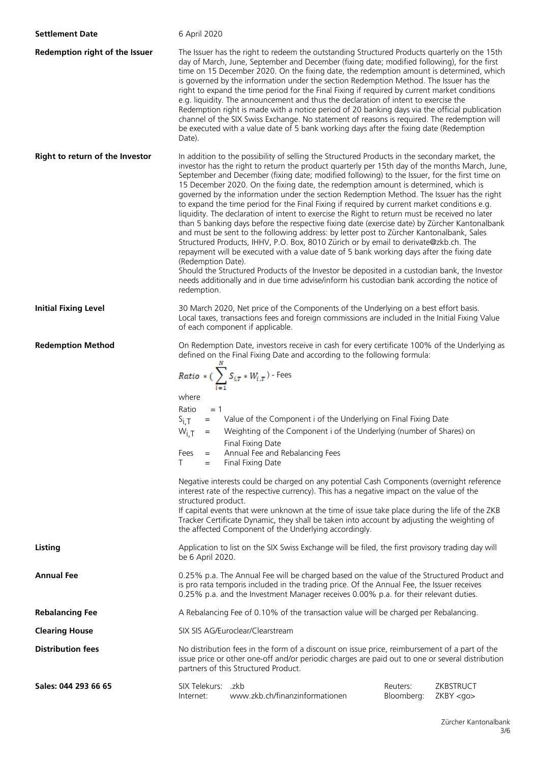| | |
|---|---|
| **Settlement Date** | 6 April 2020 |
| **Redemption right of the Issuer** | The Issuer has the right to redeem the outstanding Structured Products quarterly on the 15th day of March, June, September and December (fixing date; modified following), for the first time on 15 December 2020. On the fixing date, the redemption amount is determined, which is governed by the information under the section Redemption Method. The Issuer has the right to expand the time period for the Final Fixing if required by current market conditions e.g. liquidity. The announcement and thus the declaration of intent to exercise the Redemption right is made with a notice period of 20 banking days via the official publication channel of the SIX Swiss Exchange. No statement of reasons is required. The redemption will be executed with a value date of 5 bank working days after the fixing date (Redemption Date). |
| **Right to return of the Investor** | In addition to the possibility of selling the Structured Products in the secondary market, the investor has the right to return the product quarterly per 15th day of the months March, June, September and December (fixing date; modified following) to the Issuer, for the first time on 15 December 2020. On the fixing date, the redemption amount is determined, which is governed by the information under the section Redemption Method. The Issuer has the right to expand the time period for the Final Fixing if required by current market conditions e.g. liquidity. The declaration of intent to exercise the Right to return must be received no later than 5 banking days before the respective fixing date (exercise date) by Zürcher Kantonalbank and must be sent to the following address: by letter post to Zürcher Kantonalbank, Sales Structured Products, IHHV, P.O. Box, 8010 Zürich or by email to derivate@zkb.ch. The repayment will be executed with a value date of 5 bank working days after the fixing date (Redemption Date).<br>Should the Structured Products of the Investor be deposited in a custodian bank, the Investor needs additionally and in due time advise/inform his custodian bank according the notice of redemption. |
| **Initial Fixing Level** | 30 March 2020, Net price of the Components of the Underlying on a best effort basis. Local taxes, transactions fees and foreign commissions are included in the Initial Fixing Value of each component if applicable. |

**Redemption Method**

On Redemption Date, investors receive in cash for every certificate 100% of the Underlying as defined on the Final Fixing Date and according to the following formula:

$$Ratio * \left(\sum_{i=1}^{N} S_{i,T} * W_{i,T}\right) - \text{Fees}$$

where

- Ratio = 1
- $S_{i,T}$ = Value of the Component i of the Underlying on Final Fixing Date
- $W_{i,T}$ = Weighting of the Component i of the Underlying (number of Shares) on Final Fixing Date
- Fees = Annual Fee and Rebalancing Fees
- T = Final Fixing Date

Negative interests could be charged on any potential Cash Components (overnight reference interest rate of the respective currency). This has a negative impact on the value of the structured product.
If capital events that were unknown at the time of issue take place during the life of the ZKB Tracker Certificate Dynamic, they shall be taken into account by adjusting the weighting of the affected Component of the Underlying accordingly.

| | |
|---|---|
| **Listing** | Application to list on the SIX Swiss Exchange will be filed, the first provisory trading day will be 6 April 2020. |
| **Annual Fee** | 0.25% p.a. The Annual Fee will be charged based on the value of the Structured Product and is pro rata temporis included in the trading price. Of the Annual Fee, the Issuer receives 0.25% p.a. and the Investment Manager receives 0.00% p.a. for their relevant duties. |
| **Rebalancing Fee** | A Rebalancing Fee of 0.10% of the transaction value will be charged per Rebalancing. |
| **Clearing House** | SIX SIS AG/Euroclear/Clearstream |
| **Distribution fees** | No distribution fees in the form of a discount on issue price, reimbursement of a part of the issue price or other one-off and/or periodic charges are paid out to one or several distribution partners of this Structured Product. |

| Sales: 044 293 66 65 | | | | |
|---|---|---|---|---|
| | SIX Telekurs: | .zkb | Reuters: | ZKBSTRUCT |
| | Internet: | www.zkb.ch/finanzinformationen | Bloomberg: | ZKBY <go> |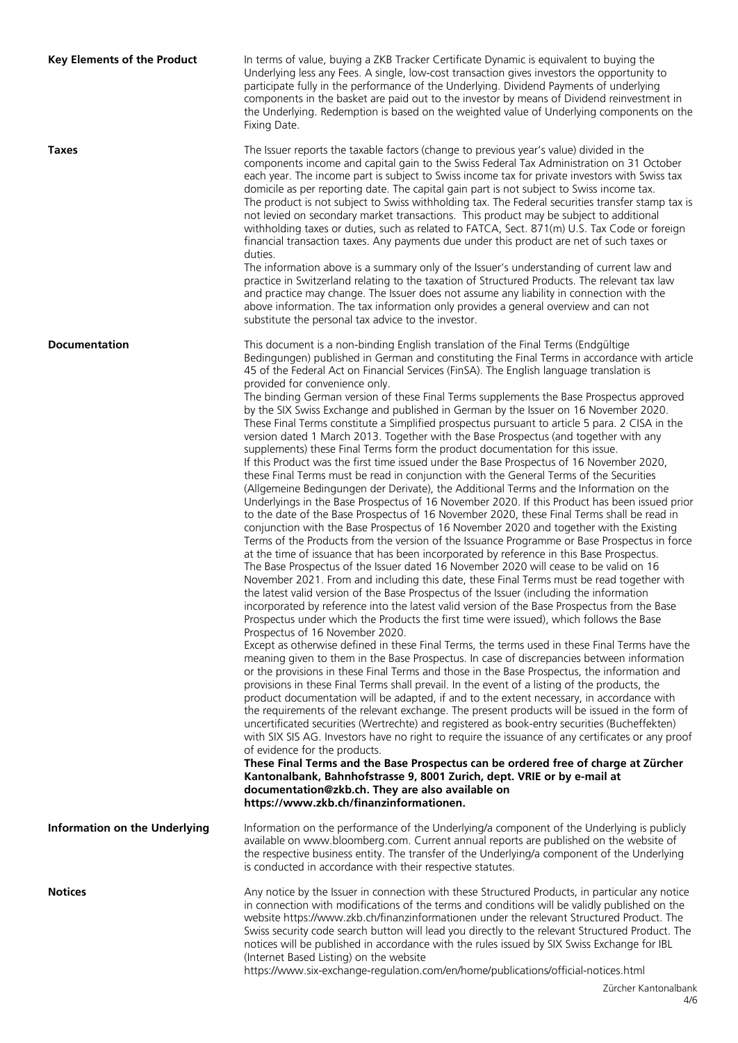**Key Elements of the Product**

In terms of value, buying a ZKB Tracker Certificate Dynamic is equivalent to buying the Underlying less any Fees. A single, low-cost transaction gives investors the opportunity to participate fully in the performance of the Underlying. Dividend Payments of underlying components in the basket are paid out to the investor by means of Dividend reinvestment in the Underlying. Redemption is based on the weighted value of Underlying components on the Fixing Date.

**Taxes**

The Issuer reports the taxable factors (change to previous year's value) divided in the components income and capital gain to the Swiss Federal Tax Administration on 31 October each year. The income part is subject to Swiss income tax for private investors with Swiss tax domicile as per reporting date. The capital gain part is not subject to Swiss income tax. The product is not subject to Swiss withholding tax. The Federal securities transfer stamp tax is not levied on secondary market transactions. This product may be subject to additional withholding taxes or duties, such as related to FATCA, Sect. 871(m) U.S. Tax Code or foreign financial transaction taxes. Any payments due under this product are net of such taxes or duties.

The information above is a summary only of the Issuer's understanding of current law and practice in Switzerland relating to the taxation of Structured Products. The relevant tax law and practice may change. The Issuer does not assume any liability in connection with the above information. The tax information only provides a general overview and can not substitute the personal tax advice to the investor.

**Documentation**

This document is a non-binding English translation of the Final Terms (Endgültige Bedingungen) published in German and constituting the Final Terms in accordance with article 45 of the Federal Act on Financial Services (FinSA). The English language translation is provided for convenience only.

The binding German version of these Final Terms supplements the Base Prospectus approved by the SIX Swiss Exchange and published in German by the Issuer on 16 November 2020. These Final Terms constitute a Simplified prospectus pursuant to article 5 para. 2 CISA in the version dated 1 March 2013. Together with the Base Prospectus (and together with any supplements) these Final Terms form the product documentation for this issue.

If this Product was the first time issued under the Base Prospectus of 16 November 2020, these Final Terms must be read in conjunction with the General Terms of the Securities (Allgemeine Bedingungen der Derivate), the Additional Terms and the Information on the Underlyings in the Base Prospectus of 16 November 2020. If this Product has been issued prior to the date of the Base Prospectus of 16 November 2020, these Final Terms shall be read in conjunction with the Base Prospectus of 16 November 2020 and together with the Existing Terms of the Products from the version of the Issuance Programme or Base Prospectus in force at the time of issuance that has been incorporated by reference in this Base Prospectus.

The Base Prospectus of the Issuer dated 16 November 2020 will cease to be valid on 16 November 2021. From and including this date, these Final Terms must be read together with the latest valid version of the Base Prospectus of the Issuer (including the information incorporated by reference into the latest valid version of the Base Prospectus from the Base Prospectus under which the Products the first time were issued), which follows the Base Prospectus of 16 November 2020.

Except as otherwise defined in these Final Terms, the terms used in these Final Terms have the meaning given to them in the Base Prospectus. In case of discrepancies between information or the provisions in these Final Terms and those in the Base Prospectus, the information and provisions in these Final Terms shall prevail. In the event of a listing of the products, the product documentation will be adapted, if and to the extent necessary, in accordance with the requirements of the relevant exchange. The present products will be issued in the form of uncertificated securities (Wertrechte) and registered as book-entry securities (Bucheffekten) with SIX SIS AG. Investors have no right to require the issuance of any certificates or any proof of evidence for the products.

**These Final Terms and the Base Prospectus can be ordered free of charge at Zürcher Kantonalbank, Bahnhofstrasse 9, 8001 Zurich, dept. VRIE or by e-mail at documentation@zkb.ch. They are also available on https://www.zkb.ch/finanzinformationen.**

**Information on the Underlying**

Information on the performance of the Underlying/a component of the Underlying is publicly available on www.bloomberg.com. Current annual reports are published on the website of the respective business entity. The transfer of the Underlying/a component of the Underlying is conducted in accordance with their respective statutes.

**Notices**

Any notice by the Issuer in connection with these Structured Products, in particular any notice in connection with modifications of the terms and conditions will be validly published on the website https://www.zkb.ch/finanzinformationen under the relevant Structured Product. The Swiss security code search button will lead you directly to the relevant Structured Product. The notices will be published in accordance with the rules issued by SIX Swiss Exchange for IBL (Internet Based Listing) on the website https://www.six-exchange-regulation.com/en/home/publications/official-notices.html

Zürcher Kantonalbank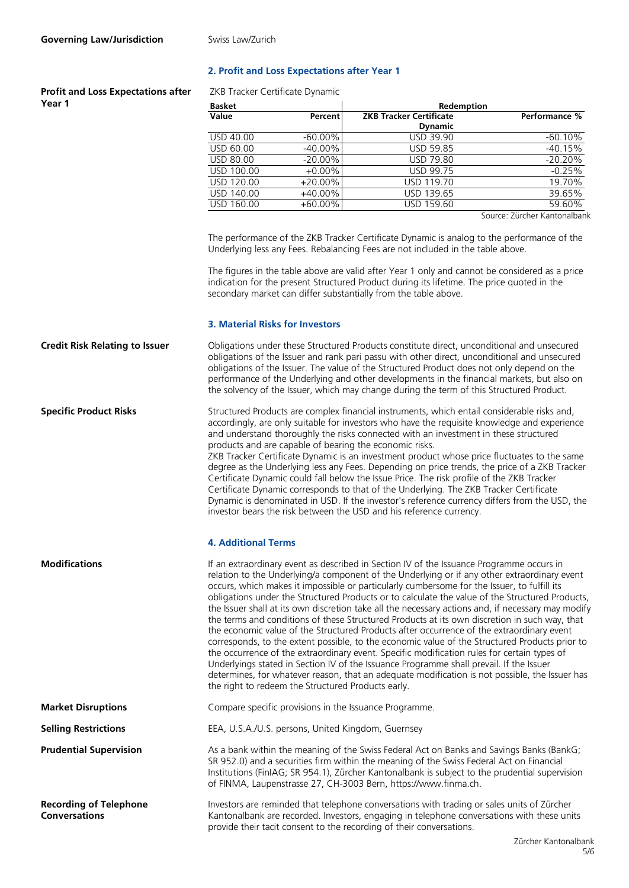**Governing Law/Jurisdiction** Swiss Law/Zurich

### 2. Profit and Loss Expectations after Year 1

**Profit and Loss Expectations after Year 1**

ZKB Tracker Certificate Dynamic

| Basket | | Redemption | |
|---|---|---|---|
| **Value** | **Percent** | **ZKB Tracker Certificate Dynamic** | **Performance %** |
| USD 40.00 | -60.00% | USD 39.90 | -60.10% |
| USD 60.00 | -40.00% | USD 59.85 | -40.15% |
| USD 80.00 | -20.00% | USD 79.80 | -20.20% |
| USD 100.00 | +0.00% | USD 99.75 | -0.25% |
| USD 120.00 | +20.00% | USD 119.70 | 19.70% |
| USD 140.00 | +40.00% | USD 139.65 | 39.65% |
| USD 160.00 | +60.00% | USD 159.60 | 59.60% |

Source: Zürcher Kantonalbank

The performance of the ZKB Tracker Certificate Dynamic is analog to the performance of the Underlying less any Fees. Rebalancing Fees are not included in the table above.

The figures in the table above are valid after Year 1 only and cannot be considered as a price indication for the present Structured Product during its lifetime. The price quoted in the secondary market can differ substantially from the table above.

### 3. Material Risks for Investors

**Credit Risk Relating to Issuer**

Obligations under these Structured Products constitute direct, unconditional and unsecured obligations of the Issuer and rank pari passu with other direct, unconditional and unsecured obligations of the Issuer. The value of the Structured Product does not only depend on the performance of the Underlying and other developments in the financial markets, but also on the solvency of the Issuer, which may change during the term of this Structured Product.

**Specific Product Risks**

Structured Products are complex financial instruments, which entail considerable risks and, accordingly, are only suitable for investors who have the requisite knowledge and experience and understand thoroughly the risks connected with an investment in these structured products and are capable of bearing the economic risks.
ZKB Tracker Certificate Dynamic is an investment product whose price fluctuates to the same degree as the Underlying less any Fees. Depending on price trends, the price of a ZKB Tracker Certificate Dynamic could fall below the Issue Price. The risk profile of the ZKB Tracker Certificate Dynamic corresponds to that of the Underlying. The ZKB Tracker Certificate Dynamic is denominated in USD. If the investor's reference currency differs from the USD, the investor bears the risk between the USD and his reference currency.

### 4. Additional Terms

**Modifications**

If an extraordinary event as described in Section IV of the Issuance Programme occurs in relation to the Underlying/a component of the Underlying or if any other extraordinary event occurs, which makes it impossible or particularly cumbersome for the Issuer, to fulfill its obligations under the Structured Products or to calculate the value of the Structured Products, the Issuer shall at its own discretion take all the necessary actions and, if necessary may modify the terms and conditions of these Structured Products at its own discretion in such way, that the economic value of the Structured Products after occurrence of the extraordinary event corresponds, to the extent possible, to the economic value of the Structured Products prior to the occurrence of the extraordinary event. Specific modification rules for certain types of Underlyings stated in Section IV of the Issuance Programme shall prevail. If the Issuer determines, for whatever reason, that an adequate modification is not possible, the Issuer has the right to redeem the Structured Products early.

**Market Disruptions**

Compare specific provisions in the Issuance Programme.

**Selling Restrictions**

EEA, U.S.A./U.S. persons, United Kingdom, Guernsey

**Prudential Supervision**

As a bank within the meaning of the Swiss Federal Act on Banks and Savings Banks (BankG; SR 952.0) and a securities firm within the meaning of the Swiss Federal Act on Financial Institutions (FinIAG; SR 954.1), Zürcher Kantonalbank is subject to the prudential supervision of FINMA, Laupenstrasse 27, CH-3003 Bern, https://www.finma.ch.

**Recording of Telephone Conversations**

Investors are reminded that telephone conversations with trading or sales units of Zürcher Kantonalbank are recorded. Investors, engaging in telephone conversations with these units provide their tacit consent to the recording of their conversations.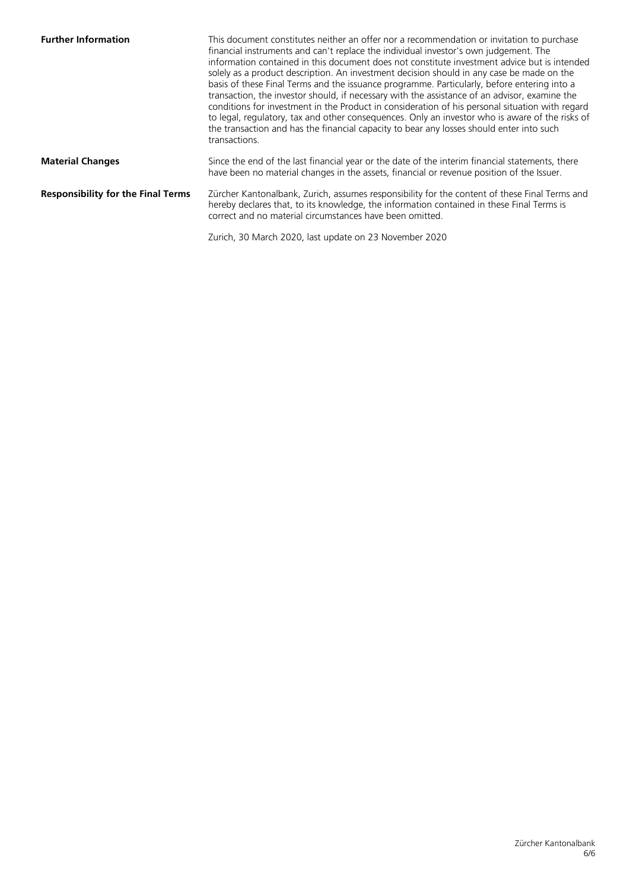**Further Information**

This document constitutes neither an offer nor a recommendation or invitation to purchase financial instruments and can't replace the individual investor's own judgement. The information contained in this document does not constitute investment advice but is intended solely as a product description. An investment decision should in any case be made on the basis of these Final Terms and the issuance programme. Particularly, before entering into a transaction, the investor should, if necessary with the assistance of an advisor, examine the conditions for investment in the Product in consideration of his personal situation with regard to legal, regulatory, tax and other consequences. Only an investor who is aware of the risks of the transaction and has the financial capacity to bear any losses should enter into such transactions.

**Material Changes**

Since the end of the last financial year or the date of the interim financial statements, there have been no material changes in the assets, financial or revenue position of the Issuer.

**Responsibility for the Final Terms**

Zürcher Kantonalbank, Zurich, assumes responsibility for the content of these Final Terms and hereby declares that, to its knowledge, the information contained in these Final Terms is correct and no material circumstances have been omitted.

Zurich, 30 March 2020, last update on 23 November 2020